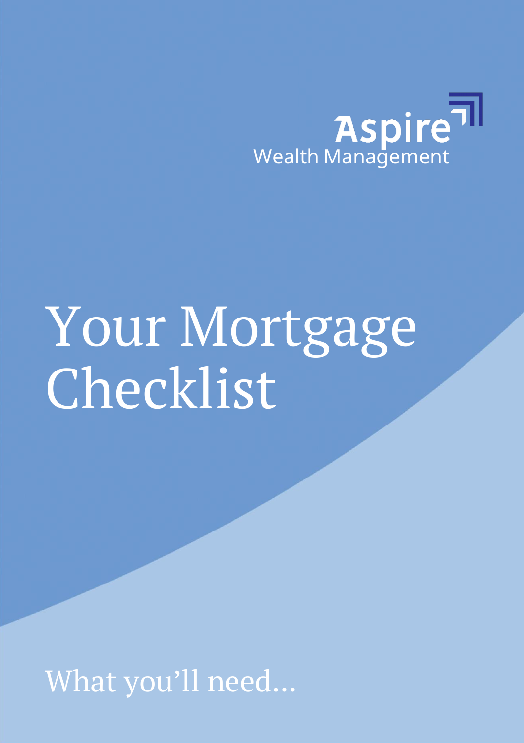Aspire
Wealth Management

# Your Mortgage Checklist

What you'll need...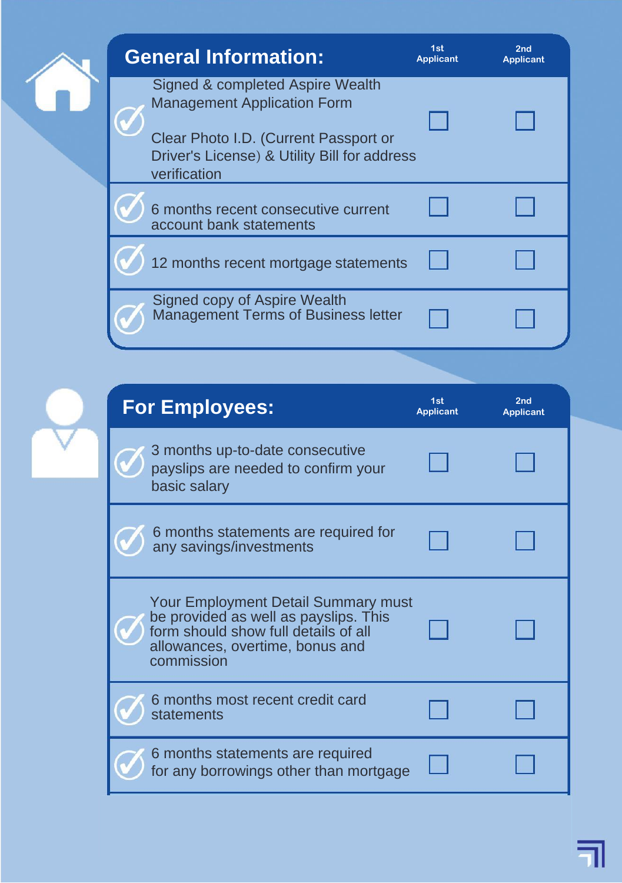## General Information:

| General Information: | 1st Applicant | 2nd Applicant |
|---|---|---|
| Signed & completed Aspire Wealth Management Application Form<br><br>Clear Photo I.D. (Current Passport or Driver's License) & Utility Bill for address verification | ☐ | ☐ |
| 6 months recent consecutive current account bank statements | ☐ | ☐ |
| 12 months recent mortgage statements | ☐ | ☐ |
| Signed copy of Aspire Wealth Management Terms of Business letter | ☐ | ☐ |

## For Employees:

| For Employees: | 1st Applicant | 2nd Applicant |
|---|---|---|
| 3 months up-to-date consecutive payslips are needed to confirm your basic salary | ☐ | ☐ |
| 6 months statements are required for any savings/investments | ☐ | ☐ |
| Your Employment Detail Summary must be provided as well as payslips. This form should show full details of all allowances, overtime, bonus and commission | ☐ | ☐ |
| 6 months most recent credit card statements | ☐ | ☐ |
| 6 months statements are required for any borrowings other than mortgage | ☐ | ☐ |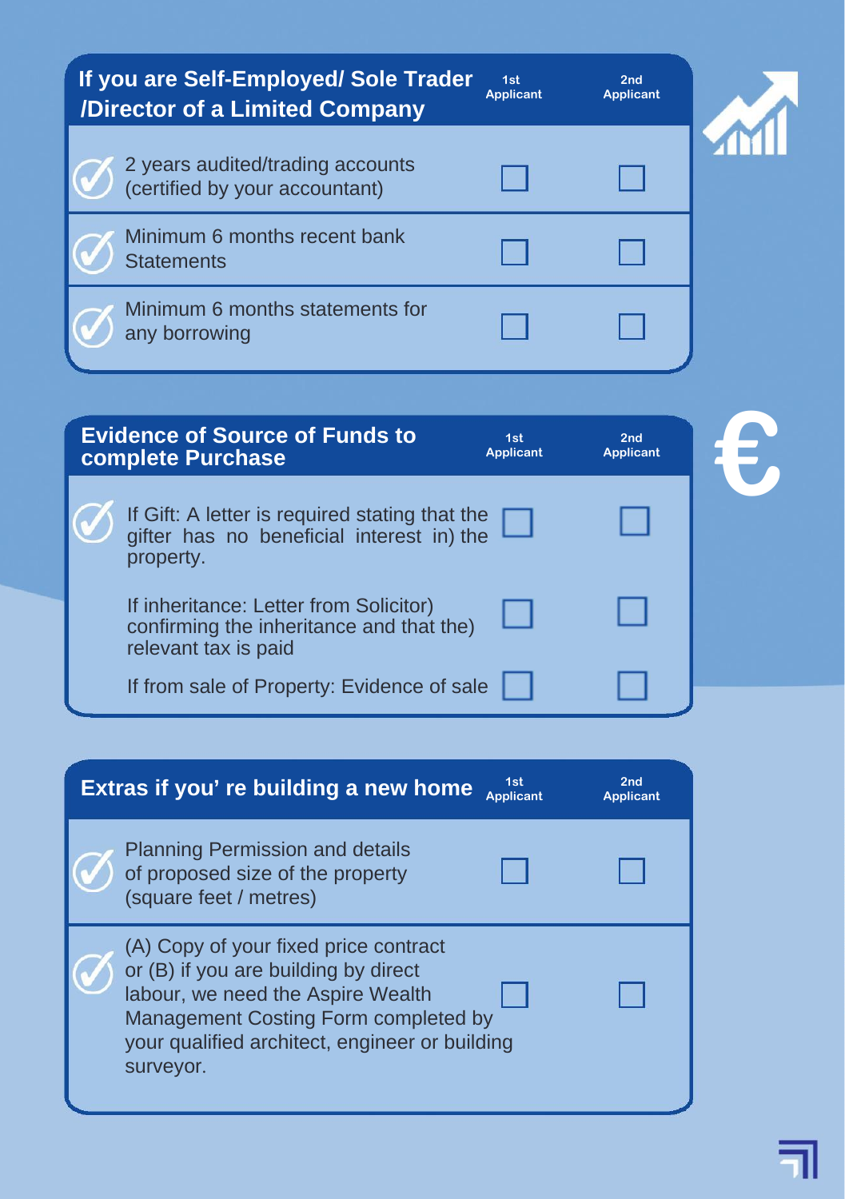| If you are Self-Employed/ Sole Trader /Director of a Limited Company | 1st Applicant | 2nd Applicant |
| --- | --- | --- |
| 2 years audited/trading accounts (certified by your accountant) | ☐ | ☐ |
| Minimum 6 months recent bank Statements | ☐ | ☐ |
| Minimum 6 months statements for any borrowing | ☐ | ☐ |

| Evidence of Source of Funds to complete Purchase | 1st Applicant | 2nd Applicant |
| --- | --- | --- |
| If Gift: A letter is required stating that the gifter has no beneficial interest in) the property. | ☐ | ☐ |
| If inheritance: Letter from Solicitor) confirming the inheritance and that the) relevant tax is paid | ☐ | ☐ |
| If from sale of Property: Evidence of sale | ☐ | ☐ |

| Extras if you' re building a new home | 1st Applicant | 2nd Applicant |
| --- | --- | --- |
| Planning Permission and details of proposed size of the property (square feet / metres) | ☐ | ☐ |
| (A) Copy of your fixed price contract or (B) if you are building by direct labour, we need the Aspire Wealth Management Costing Form completed by your qualified architect, engineer or building surveyor. | ☐ | ☐ |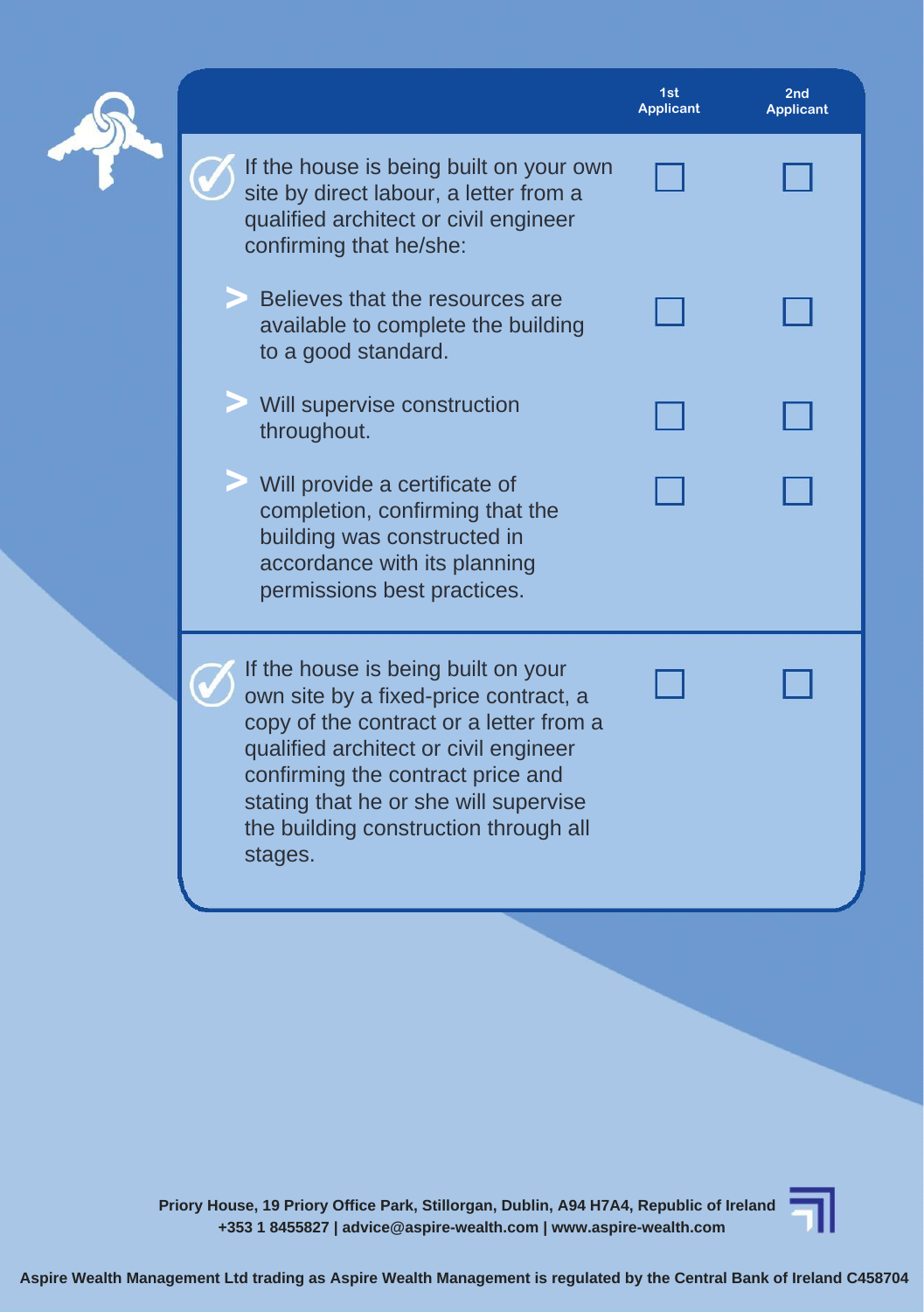| | 1st Applicant | 2nd Applicant |
|---|---|---|
| If the house is being built on your own site by direct labour, a letter from a qualified architect or civil engineer confirming that he/she: | ☐ | ☐ |
| > Believes that the resources are available to complete the building to a good standard. | ☐ | ☐ |
| > Will supervise construction throughout. | ☐ | ☐ |
| > Will provide a certificate of completion, confirming that the building was constructed in accordance with its planning permissions best practices. | ☐ | ☐ |
| If the house is being built on your own site by a fixed-price contract, a copy of the contract or a letter from a qualified architect or civil engineer confirming the contract price and stating that he or she will supervise the building construction through all stages. | ☐ | ☐ |

**Priory House, 19 Priory Office Park, Stillorgan, Dublin, A94 H7A4, Republic of Ireland**
**+353 1 8455827 | advice@aspire-wealth.com | www.aspire-wealth.com**

**Aspire Wealth Management Ltd trading as Aspire Wealth Management is regulated by the Central Bank of Ireland C458704**